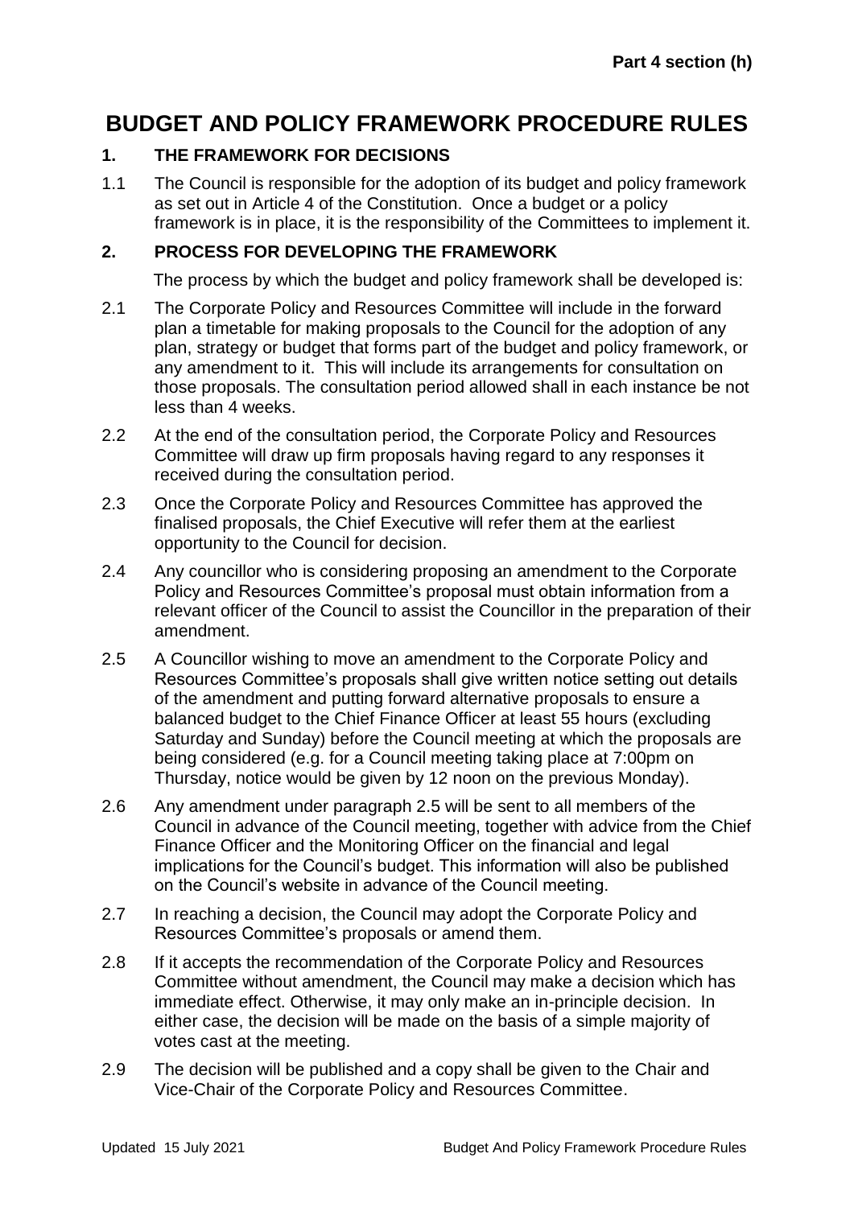Part 4 section (h)

# BUDGET AND POLICY FRAMEWORK PROCEDURE RULES

## 1. THE FRAMEWORK FOR DECISIONS

1.1 The Council is responsible for the adoption of its budget and policy framework as set out in Article 4 of the Constitution. Once a budget or a policy framework is in place, it is the responsibility of the Committees to implement it.

## 2. PROCESS FOR DEVELOPING THE FRAMEWORK

The process by which the budget and policy framework shall be developed is:

2.1 The Corporate Policy and Resources Committee will include in the forward plan a timetable for making proposals to the Council for the adoption of any plan, strategy or budget that forms part of the budget and policy framework, or any amendment to it. This will include its arrangements for consultation on those proposals. The consultation period allowed shall in each instance be not less than 4 weeks.

2.2 At the end of the consultation period, the Corporate Policy and Resources Committee will draw up firm proposals having regard to any responses it received during the consultation period.

2.3 Once the Corporate Policy and Resources Committee has approved the finalised proposals, the Chief Executive will refer them at the earliest opportunity to the Council for decision.

2.4 Any councillor who is considering proposing an amendment to the Corporate Policy and Resources Committee's proposal must obtain information from a relevant officer of the Council to assist the Councillor in the preparation of their amendment.

2.5 A Councillor wishing to move an amendment to the Corporate Policy and Resources Committee's proposals shall give written notice setting out details of the amendment and putting forward alternative proposals to ensure a balanced budget to the Chief Finance Officer at least 55 hours (excluding Saturday and Sunday) before the Council meeting at which the proposals are being considered (e.g. for a Council meeting taking place at 7:00pm on Thursday, notice would be given by 12 noon on the previous Monday).

2.6 Any amendment under paragraph 2.5 will be sent to all members of the Council in advance of the Council meeting, together with advice from the Chief Finance Officer and the Monitoring Officer on the financial and legal implications for the Council's budget. This information will also be published on the Council's website in advance of the Council meeting.

2.7 In reaching a decision, the Council may adopt the Corporate Policy and Resources Committee's proposals or amend them.

2.8 If it accepts the recommendation of the Corporate Policy and Resources Committee without amendment, the Council may make a decision which has immediate effect. Otherwise, it may only make an in-principle decision. In either case, the decision will be made on the basis of a simple majority of votes cast at the meeting.

2.9 The decision will be published and a copy shall be given to the Chair and Vice-Chair of the Corporate Policy and Resources Committee.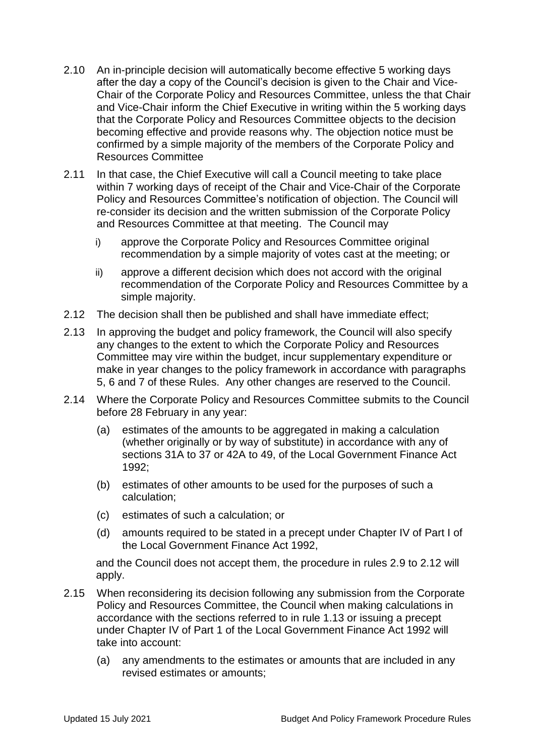2.10 An in-principle decision will automatically become effective 5 working days after the day a copy of the Council's decision is given to the Chair and Vice-Chair of the Corporate Policy and Resources Committee, unless the that Chair and Vice-Chair inform the Chief Executive in writing within the 5 working days that the Corporate Policy and Resources Committee objects to the decision becoming effective and provide reasons why. The objection notice must be confirmed by a simple majority of the members of the Corporate Policy and Resources Committee

2.11 In that case, the Chief Executive will call a Council meeting to take place within 7 working days of receipt of the Chair and Vice-Chair of the Corporate Policy and Resources Committee's notification of objection. The Council will re-consider its decision and the written submission of the Corporate Policy and Resources Committee at that meeting. The Council may

- i) approve the Corporate Policy and Resources Committee original recommendation by a simple majority of votes cast at the meeting; or
- ii) approve a different decision which does not accord with the original recommendation of the Corporate Policy and Resources Committee by a simple majority.

2.12 The decision shall then be published and shall have immediate effect;

2.13 In approving the budget and policy framework, the Council will also specify any changes to the extent to which the Corporate Policy and Resources Committee may vire within the budget, incur supplementary expenditure or make in year changes to the policy framework in accordance with paragraphs 5, 6 and 7 of these Rules. Any other changes are reserved to the Council.

2.14 Where the Corporate Policy and Resources Committee submits to the Council before 28 February in any year:

- (a) estimates of the amounts to be aggregated in making a calculation (whether originally or by way of substitute) in accordance with any of sections 31A to 37 or 42A to 49, of the Local Government Finance Act 1992;
- (b) estimates of other amounts to be used for the purposes of such a calculation;
- (c) estimates of such a calculation; or
- (d) amounts required to be stated in a precept under Chapter IV of Part I of the Local Government Finance Act 1992,

and the Council does not accept them, the procedure in rules 2.9 to 2.12 will apply.

2.15 When reconsidering its decision following any submission from the Corporate Policy and Resources Committee, the Council when making calculations in accordance with the sections referred to in rule 1.13 or issuing a precept under Chapter IV of Part 1 of the Local Government Finance Act 1992 will take into account:

- (a) any amendments to the estimates or amounts that are included in any revised estimates or amounts;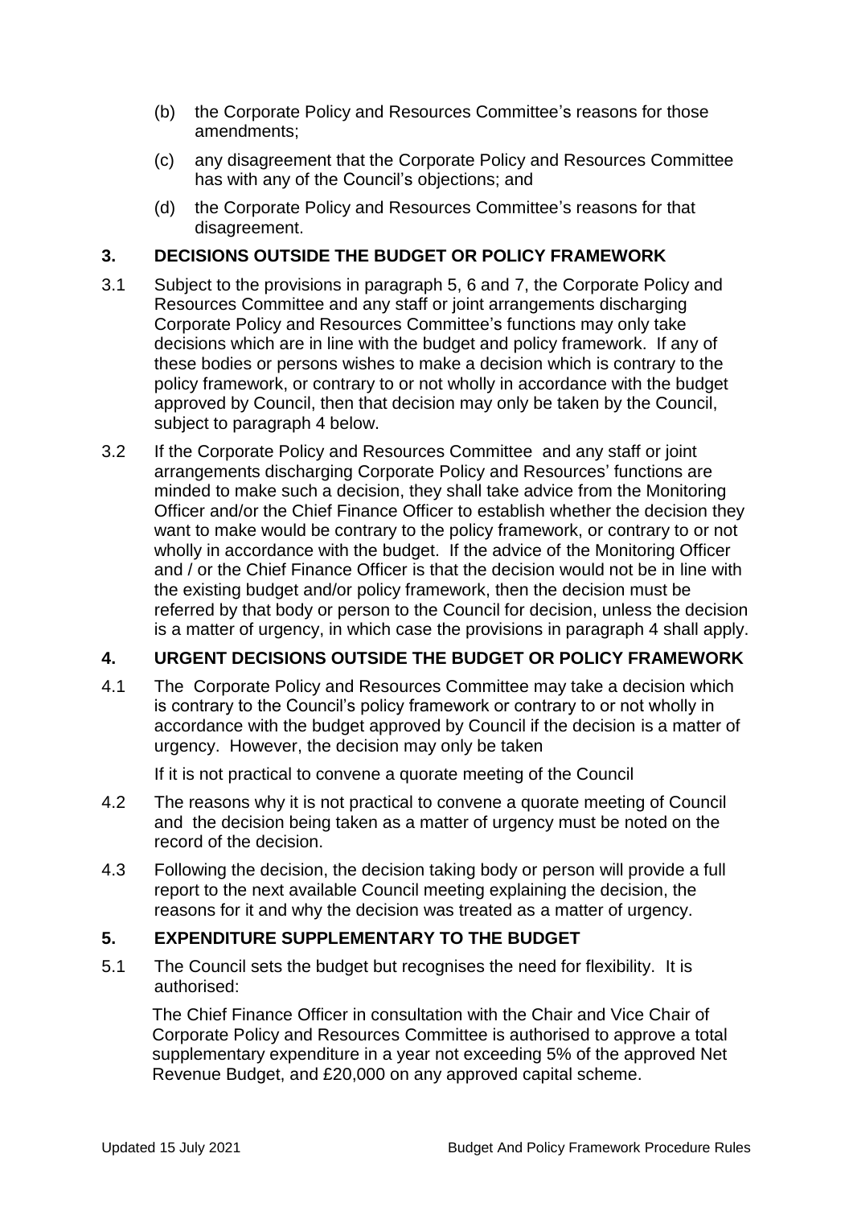(b) the Corporate Policy and Resources Committee's reasons for those amendments;

(c) any disagreement that the Corporate Policy and Resources Committee has with any of the Council's objections; and

(d) the Corporate Policy and Resources Committee's reasons for that disagreement.

## 3. DECISIONS OUTSIDE THE BUDGET OR POLICY FRAMEWORK

3.1 Subject to the provisions in paragraph 5, 6 and 7, the Corporate Policy and Resources Committee and any staff or joint arrangements discharging Corporate Policy and Resources Committee's functions may only take decisions which are in line with the budget and policy framework. If any of these bodies or persons wishes to make a decision which is contrary to the policy framework, or contrary to or not wholly in accordance with the budget approved by Council, then that decision may only be taken by the Council, subject to paragraph 4 below.

3.2 If the Corporate Policy and Resources Committee and any staff or joint arrangements discharging Corporate Policy and Resources' functions are minded to make such a decision, they shall take advice from the Monitoring Officer and/or the Chief Finance Officer to establish whether the decision they want to make would be contrary to the policy framework, or contrary to or not wholly in accordance with the budget. If the advice of the Monitoring Officer and / or the Chief Finance Officer is that the decision would not be in line with the existing budget and/or policy framework, then the decision must be referred by that body or person to the Council for decision, unless the decision is a matter of urgency, in which case the provisions in paragraph 4 shall apply.

## 4. URGENT DECISIONS OUTSIDE THE BUDGET OR POLICY FRAMEWORK

4.1 The Corporate Policy and Resources Committee may take a decision which is contrary to the Council's policy framework or contrary to or not wholly in accordance with the budget approved by Council if the decision is a matter of urgency. However, the decision may only be taken

If it is not practical to convene a quorate meeting of the Council

4.2 The reasons why it is not practical to convene a quorate meeting of Council and the decision being taken as a matter of urgency must be noted on the record of the decision.

4.3 Following the decision, the decision taking body or person will provide a full report to the next available Council meeting explaining the decision, the reasons for it and why the decision was treated as a matter of urgency.

## 5. EXPENDITURE SUPPLEMENTARY TO THE BUDGET

5.1 The Council sets the budget but recognises the need for flexibility. It is authorised:

The Chief Finance Officer in consultation with the Chair and Vice Chair of Corporate Policy and Resources Committee is authorised to approve a total supplementary expenditure in a year not exceeding 5% of the approved Net Revenue Budget, and £20,000 on any approved capital scheme.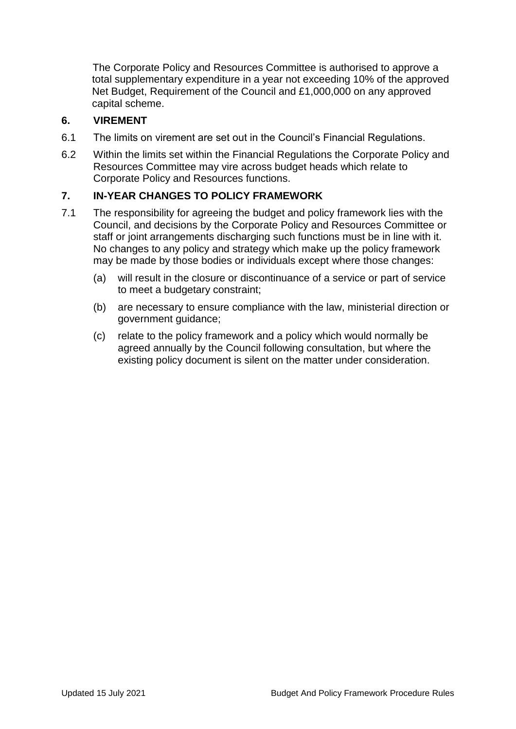The Corporate Policy and Resources Committee is authorised to approve a total supplementary expenditure in a year not exceeding 10% of the approved Net Budget, Requirement of the Council and £1,000,000 on any approved capital scheme.

## 6. VIREMENT

6.1 The limits on virement are set out in the Council's Financial Regulations.

6.2 Within the limits set within the Financial Regulations the Corporate Policy and Resources Committee may vire across budget heads which relate to Corporate Policy and Resources functions.

## 7. IN-YEAR CHANGES TO POLICY FRAMEWORK

7.1 The responsibility for agreeing the budget and policy framework lies with the Council, and decisions by the Corporate Policy and Resources Committee or staff or joint arrangements discharging such functions must be in line with it. No changes to any policy and strategy which make up the policy framework may be made by those bodies or individuals except where those changes:

(a) will result in the closure or discontinuance of a service or part of service to meet a budgetary constraint;

(b) are necessary to ensure compliance with the law, ministerial direction or government guidance;

(c) relate to the policy framework and a policy which would normally be agreed annually by the Council following consultation, but where the existing policy document is silent on the matter under consideration.